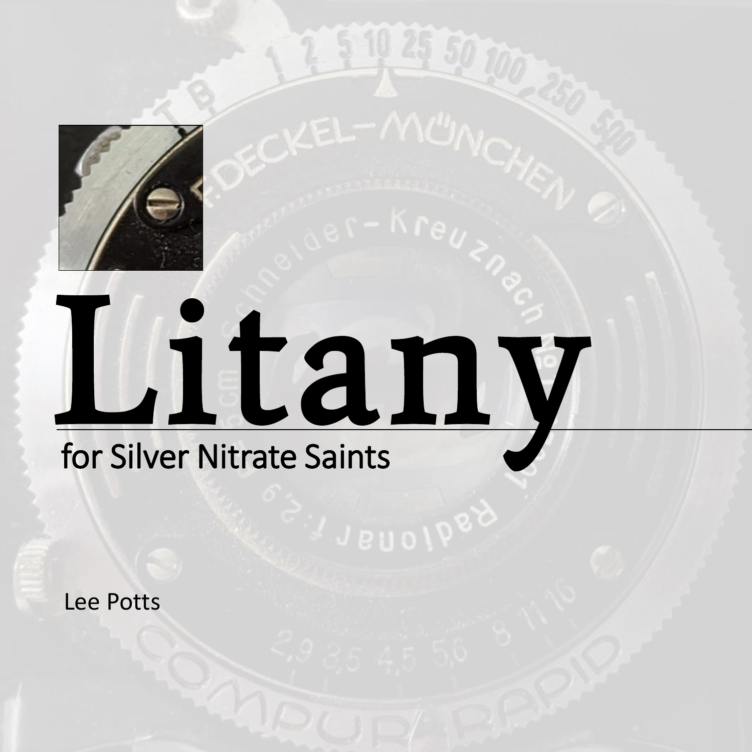# Litany

## for Silver Nitrate Saints

Lee Potts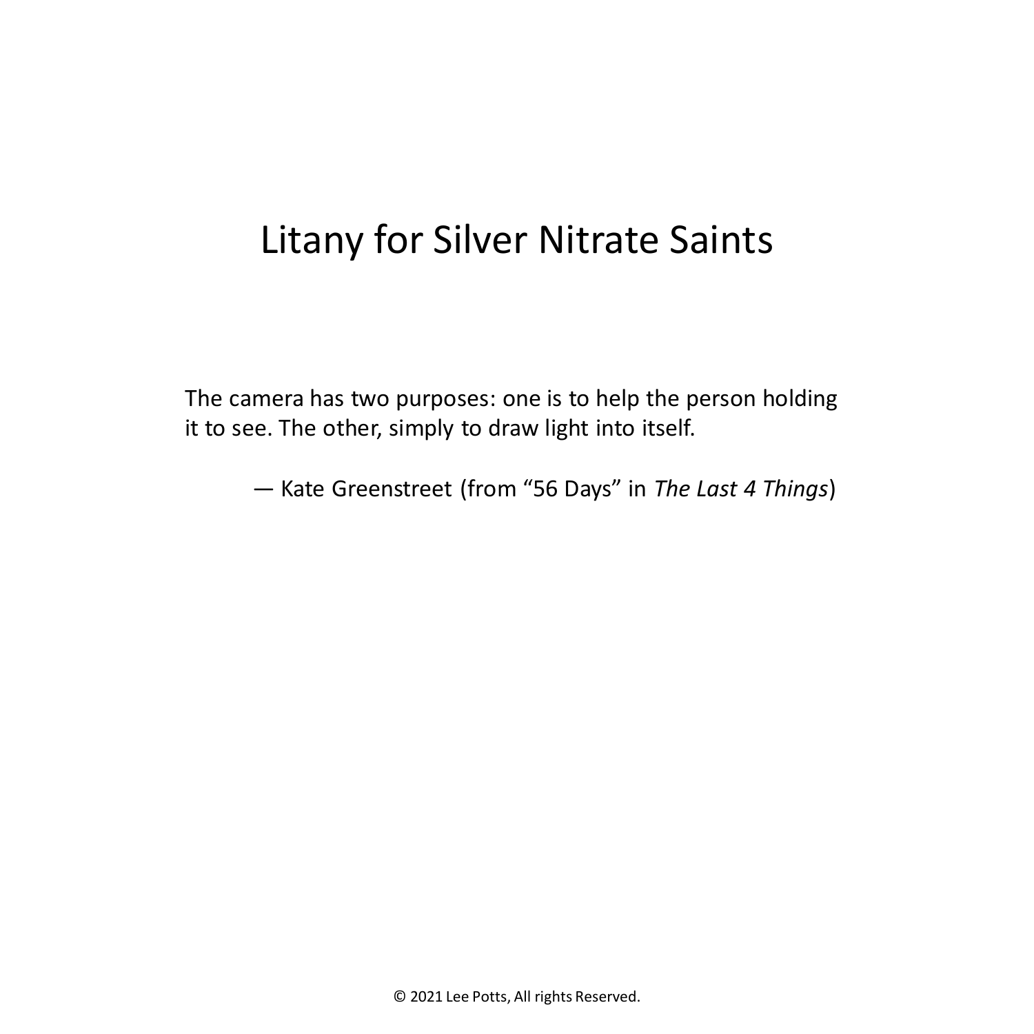# Litany for Silver Nitrate Saints

The camera has two purposes: one is to help the person holding it to see. The other, simply to draw light into itself.

— Kate Greenstreet (from "56 Days" in *The Last 4 Things*)

© 2021 Lee Potts, All rights Reserved.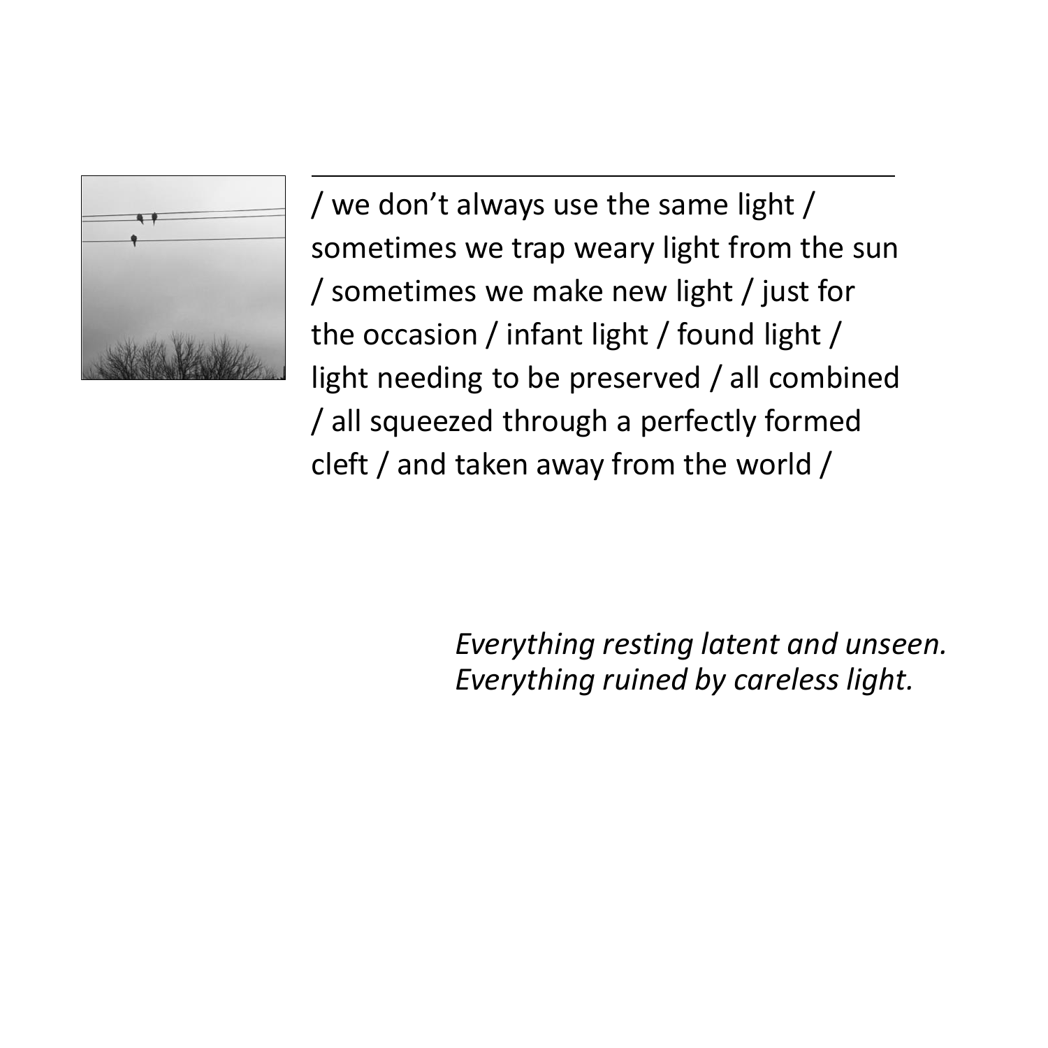---

/ we don't always use the same light / sometimes we trap weary light from the sun / sometimes we make new light / just for the occasion / infant light / found light / light needing to be preserved / all combined / all squeezed through a perfectly formed cleft / and taken away from the world /

*Everything resting latent and unseen.*
*Everything ruined by careless light.*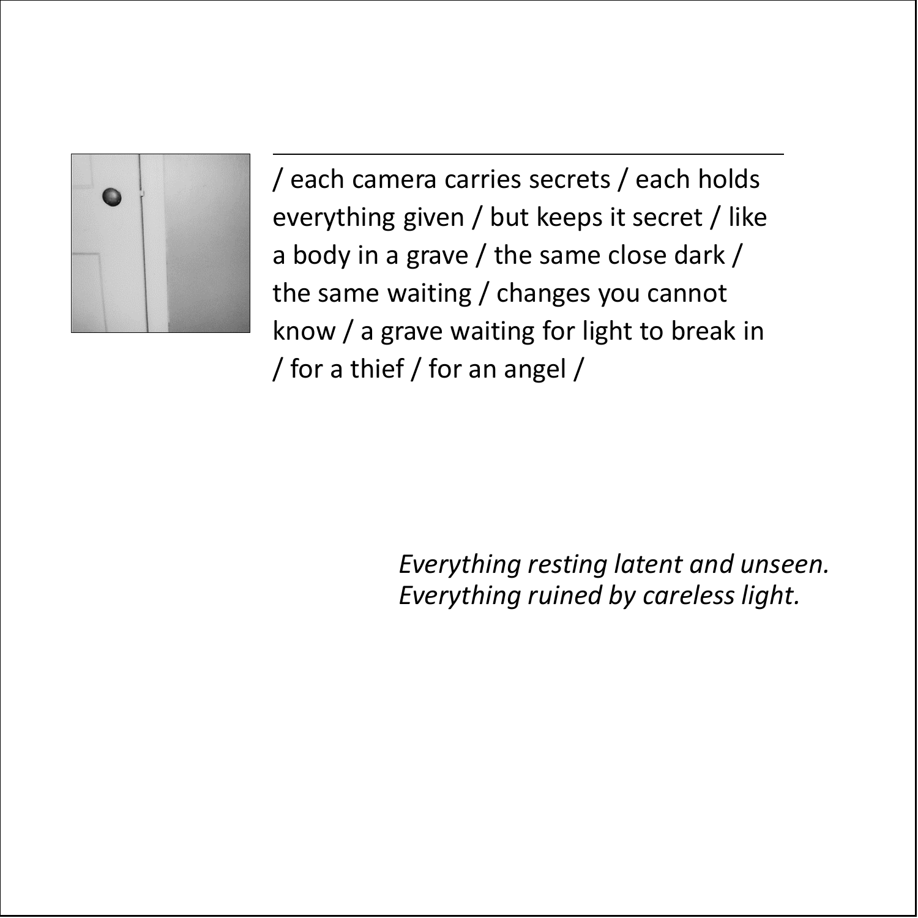/ each camera carries secrets / each holds everything given / but keeps it secret / like a body in a grave / the same close dark / the same waiting / changes you cannot know / a grave waiting for light to break in / for a thief / for an angel /

*Everything resting latent and unseen.*
*Everything ruined by careless light.*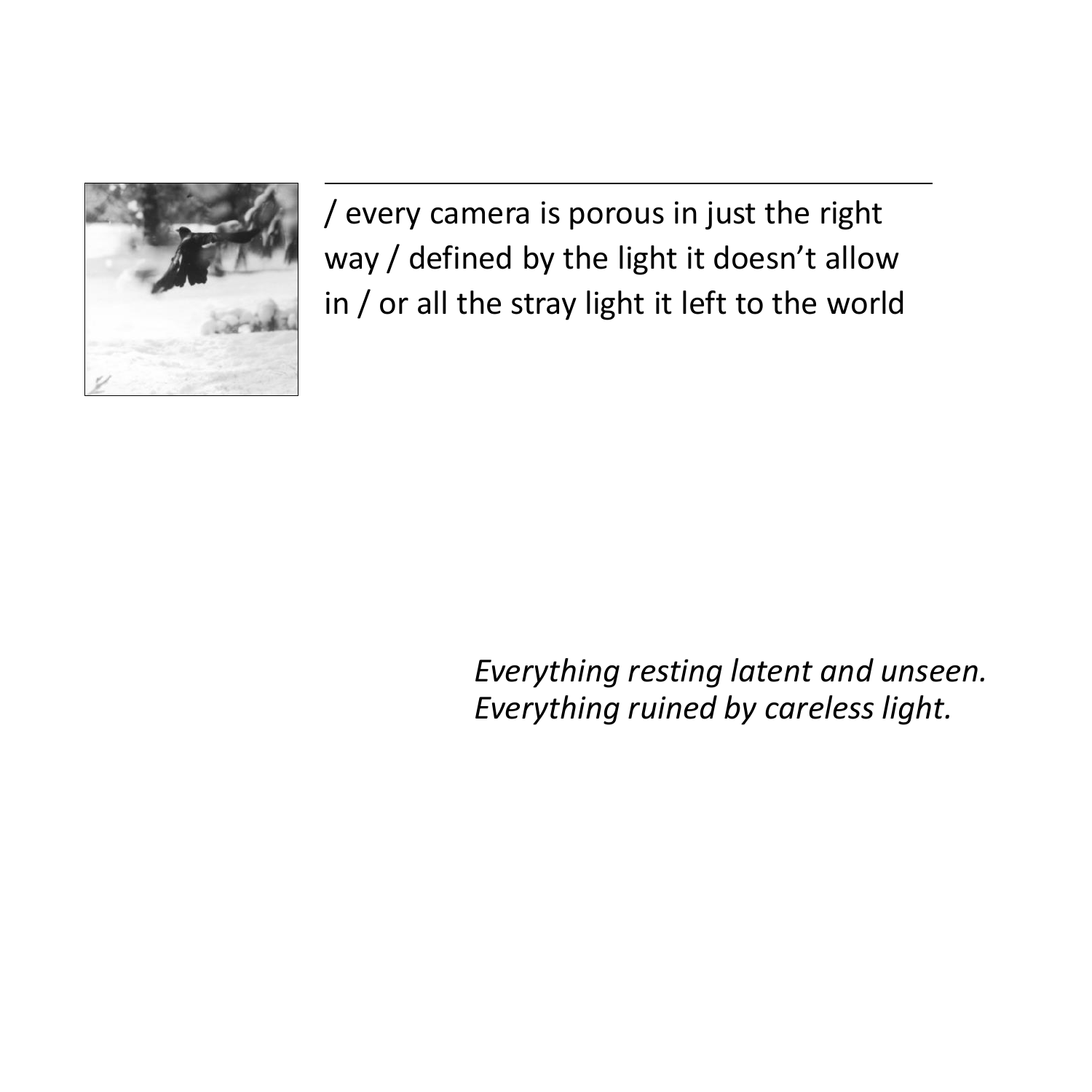---

/ every camera is porous in just the right way / defined by the light it doesn't allow in / or all the stray light it left to the world

*Everything resting latent and unseen.*
*Everything ruined by careless light.*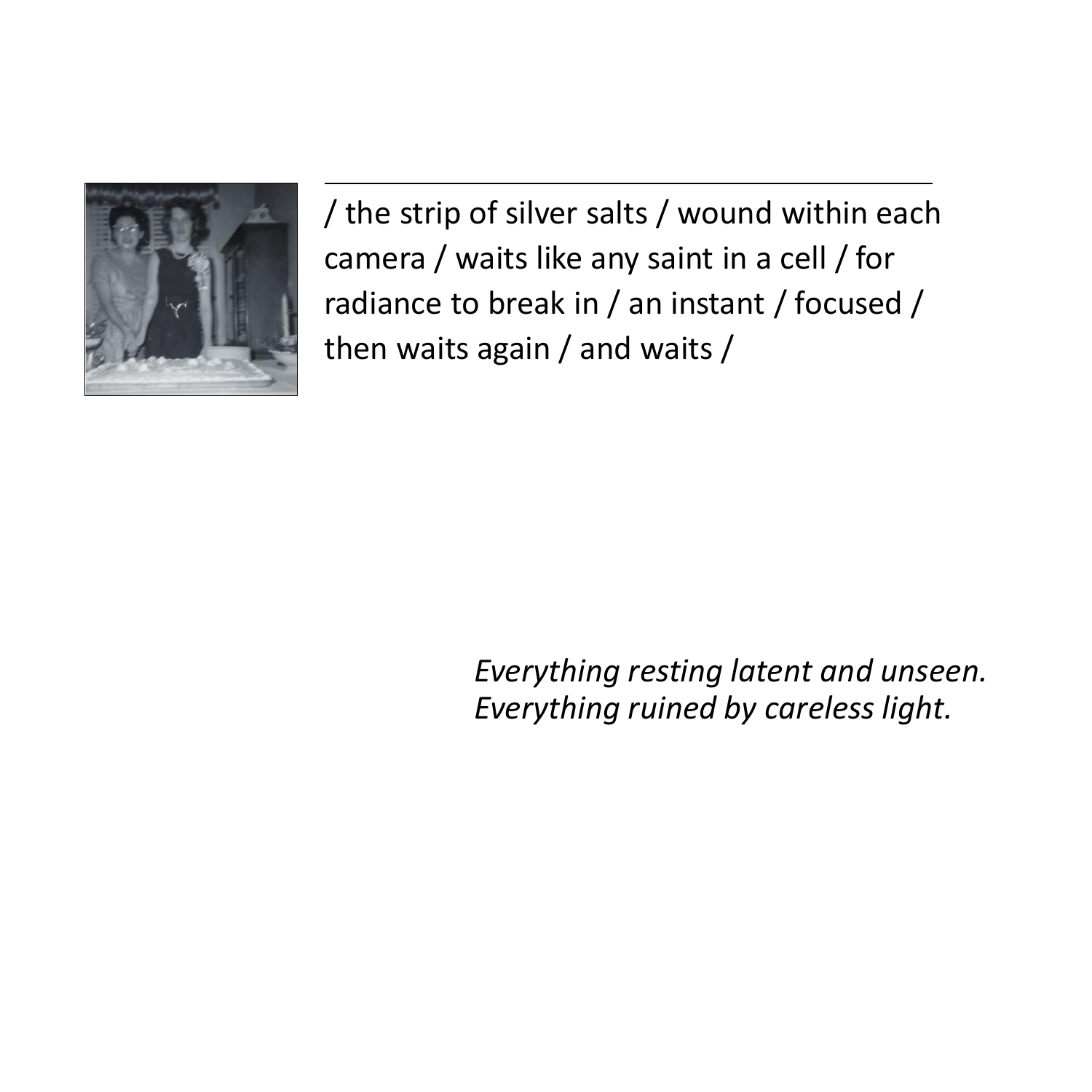/ the strip of silver salts / wound within each camera / waits like any saint in a cell / for radiance to break in / an instant / focused / then waits again / and waits /

*Everything resting latent and unseen.*
*Everything ruined by careless light.*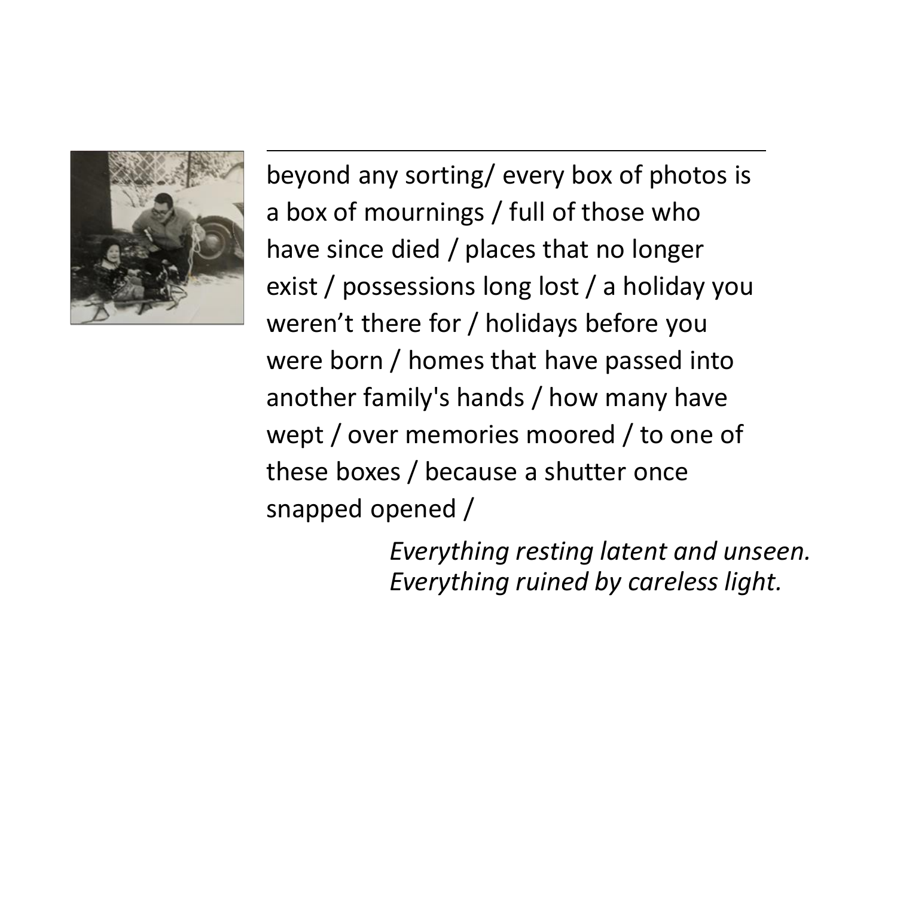beyond any sorting/ every box of photos is a box of mournings / full of those who have since died / places that no longer exist / possessions long lost / a holiday you weren't there for / holidays before you were born / homes that have passed into another family's hands / how many have wept / over memories moored / to one of these boxes / because a shutter once snapped opened /

*Everything resting latent and unseen.*
*Everything ruined by careless light.*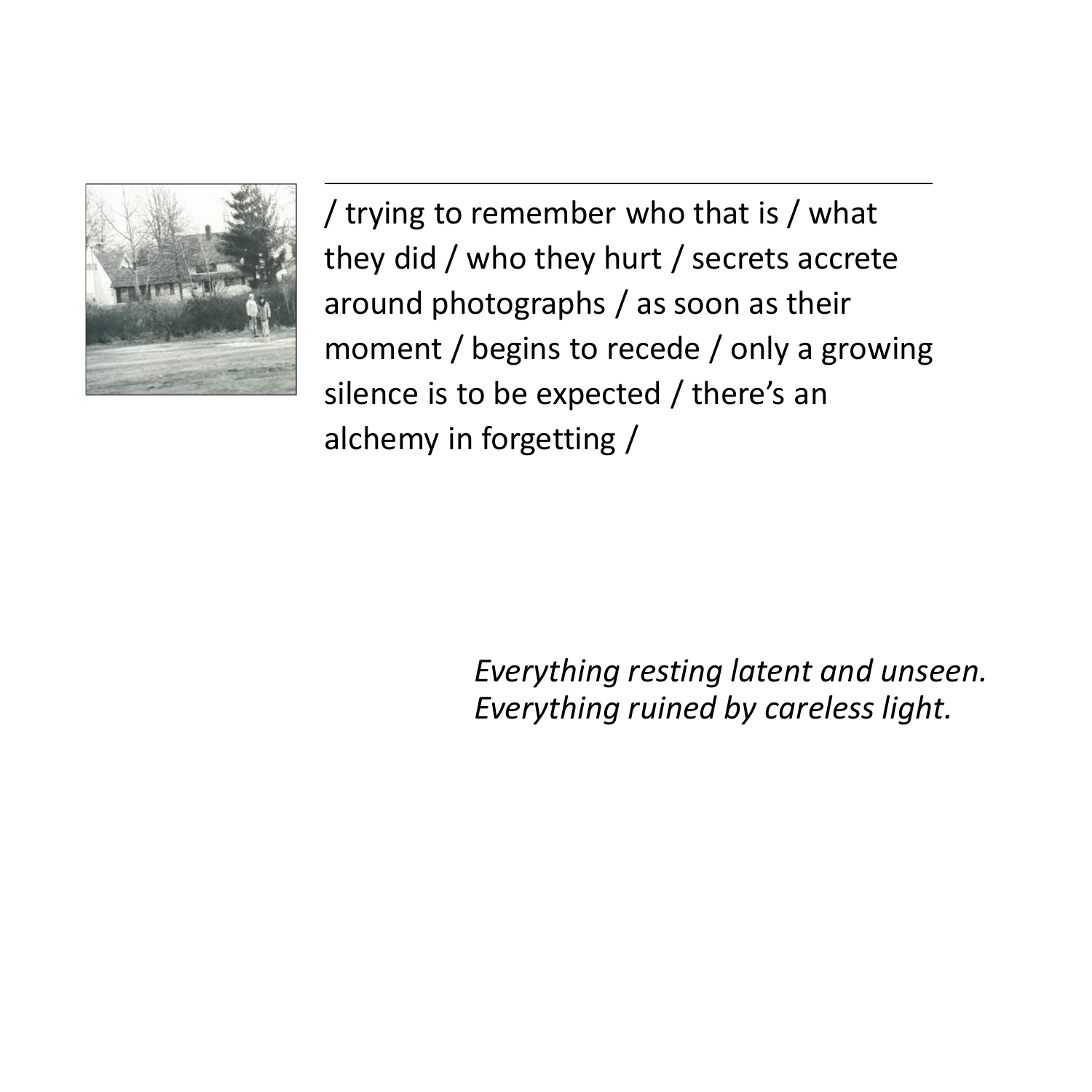---

/ trying to remember who that is / what they did / who they hurt / secrets accrete around photographs / as soon as their moment / begins to recede / only a growing silence is to be expected / there's an alchemy in forgetting /

*Everything resting latent and unseen.*
*Everything ruined by careless light.*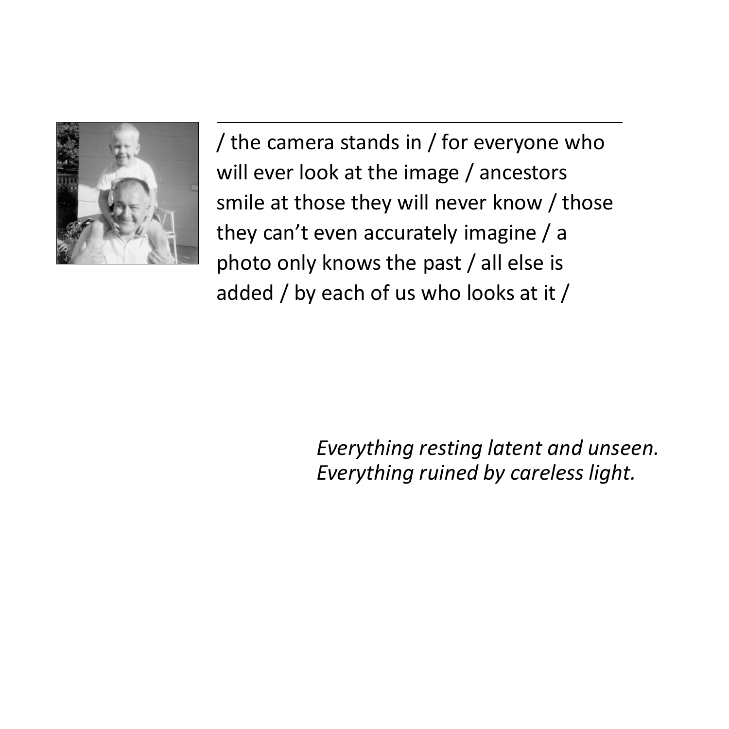/ the camera stands in / for everyone who will ever look at the image / ancestors smile at those they will never know / those they can't even accurately imagine / a photo only knows the past / all else is added / by each of us who looks at it /

*Everything resting latent and unseen.*
*Everything ruined by careless light.*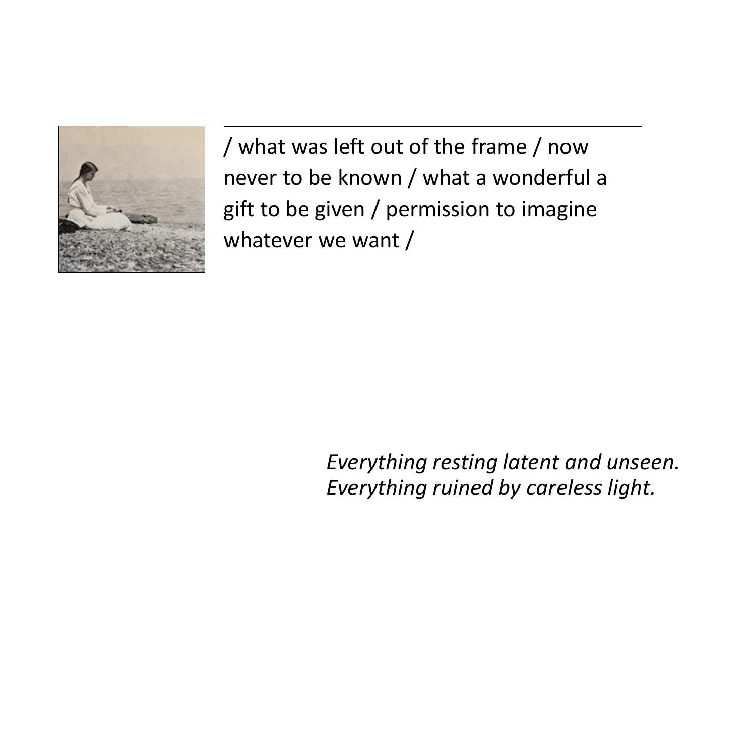/ what was left out of the frame / now never to be known / what a wonderful a gift to be given / permission to imagine whatever we want /

*Everything resting latent and unseen.*
*Everything ruined by careless light.*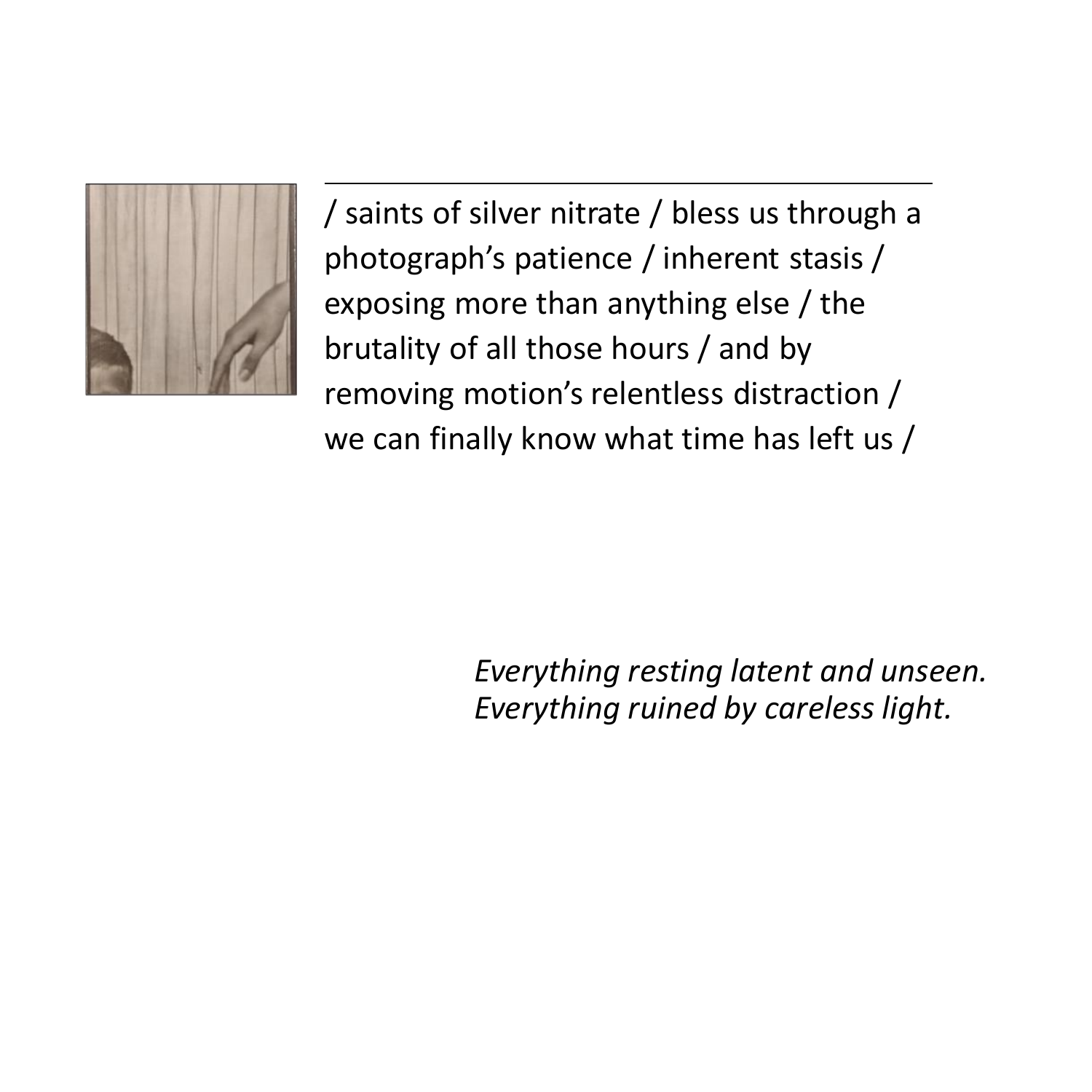/ saints of silver nitrate / bless us through a photograph's patience / inherent stasis / exposing more than anything else / the brutality of all those hours / and by removing motion's relentless distraction / we can finally know what time has left us /

*Everything resting latent and unseen.*
*Everything ruined by careless light.*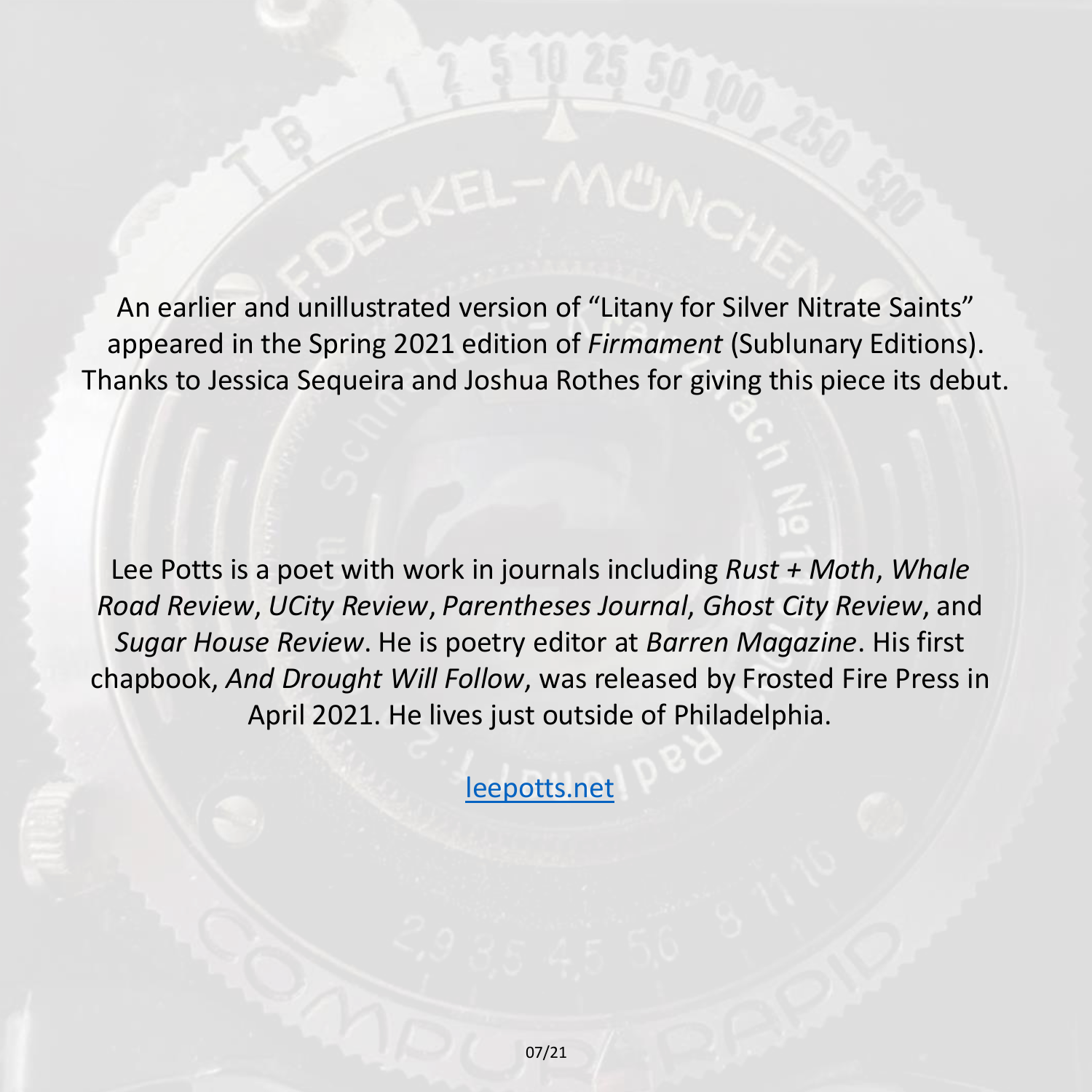An earlier and unillustrated version of "Litany for Silver Nitrate Saints" appeared in the Spring 2021 edition of *Firmament* (Sublunary Editions). Thanks to Jessica Sequeira and Joshua Rothes for giving this piece its debut.

Lee Potts is a poet with work in journals including *Rust + Moth*, *Whale Road Review*, *UCity Review*, *Parentheses Journal*, *Ghost City Review*, and *Sugar House Review*. He is poetry editor at *Barren Magazine*. His first chapbook, *And Drought Will Follow*, was released by Frosted Fire Press in April 2021. He lives just outside of Philadelphia.

[leepotts.net](leepotts.net)

07/21